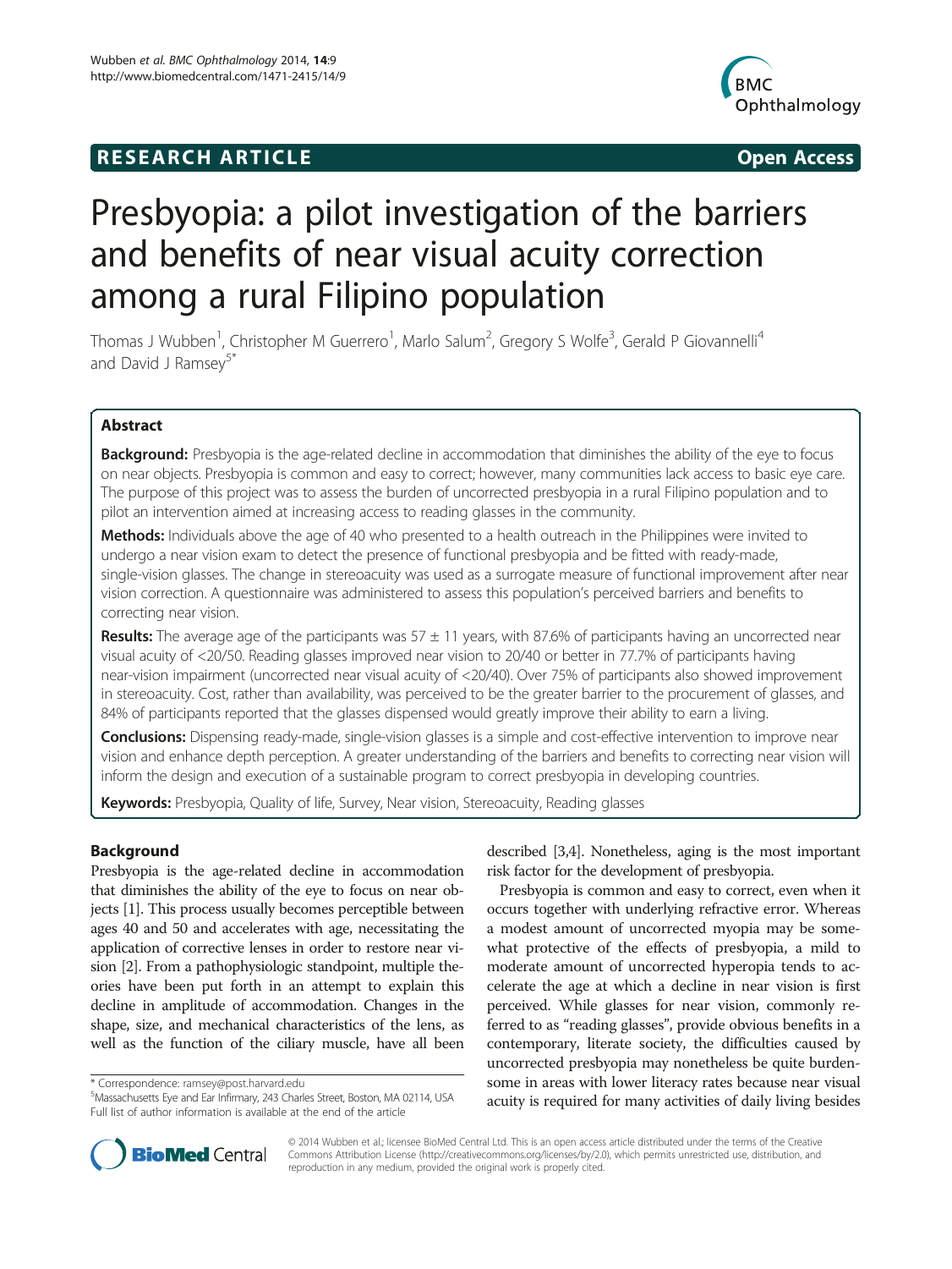**RESEARCH ARTICLE** **Open Access**

# Presbyopia: a pilot investigation of the barriers and benefits of near visual acuity correction among a rural Filipino population

Thomas J Wubben[1], Christopher M Guerrero[1], Marlo Salum[2], Gregory S Wolfe[3], Gerald P Giovannelli[4] and David J Ramsey[5*]

## Abstract

**Background:** Presbyopia is the age-related decline in accommodation that diminishes the ability of the eye to focus on near objects. Presbyopia is common and easy to correct; however, many communities lack access to basic eye care. The purpose of this project was to assess the burden of uncorrected presbyopia in a rural Filipino population and to pilot an intervention aimed at increasing access to reading glasses in the community.

**Methods:** Individuals above the age of 40 who presented to a health outreach in the Philippines were invited to undergo a near vision exam to detect the presence of functional presbyopia and be fitted with ready-made, single-vision glasses. The change in stereoacuity was used as a surrogate measure of functional improvement after near vision correction. A questionnaire was administered to assess this population's perceived barriers and benefits to correcting near vision.

**Results:** The average age of the participants was 57 ± 11 years, with 87.6% of participants having an uncorrected near visual acuity of <20/50. Reading glasses improved near vision to 20/40 or better in 77.7% of participants having near-vision impairment (uncorrected near visual acuity of <20/40). Over 75% of participants also showed improvement in stereoacuity. Cost, rather than availability, was perceived to be the greater barrier to the procurement of glasses, and 84% of participants reported that the glasses dispensed would greatly improve their ability to earn a living.

**Conclusions:** Dispensing ready-made, single-vision glasses is a simple and cost-effective intervention to improve near vision and enhance depth perception. A greater understanding of the barriers and benefits to correcting near vision will inform the design and execution of a sustainable program to correct presbyopia in developing countries.

**Keywords:** Presbyopia, Quality of life, Survey, Near vision, Stereoacuity, Reading glasses

## Background

Presbyopia is the age-related decline in accommodation that diminishes the ability of the eye to focus on near objects [1]. This process usually becomes perceptible between ages 40 and 50 and accelerates with age, necessitating the application of corrective lenses in order to restore near vision [2]. From a pathophysiologic standpoint, multiple theories have been put forth in an attempt to explain this decline in amplitude of accommodation. Changes in the shape, size, and mechanical characteristics of the lens, as well as the function of the ciliary muscle, have all been described [3,4]. Nonetheless, aging is the most important risk factor for the development of presbyopia.

Presbyopia is common and easy to correct, even when it occurs together with underlying refractive error. Whereas a modest amount of uncorrected myopia may be somewhat protective of the effects of presbyopia, a mild to moderate amount of uncorrected hyperopia tends to accelerate the age at which a decline in near vision is first perceived. While glasses for near vision, commonly referred to as "reading glasses", provide obvious benefits in a contemporary, literate society, the difficulties caused by uncorrected presbyopia may nonetheless be quite burdensome in areas with lower literacy rates because near visual acuity is required for many activities of daily living besides

\* Correspondence: ramsey@post.harvard.edu
[5]Massachusetts Eye and Ear Infirmary, 243 Charles Street, Boston, MA 02114, USA
Full list of author information is available at the end of the article

© 2014 Wubben et al.; licensee BioMed Central Ltd. This is an open access article distributed under the terms of the Creative Commons Attribution License (http://creativecommons.org/licenses/by/2.0), which permits unrestricted use, distribution, and reproduction in any medium, provided the original work is properly cited.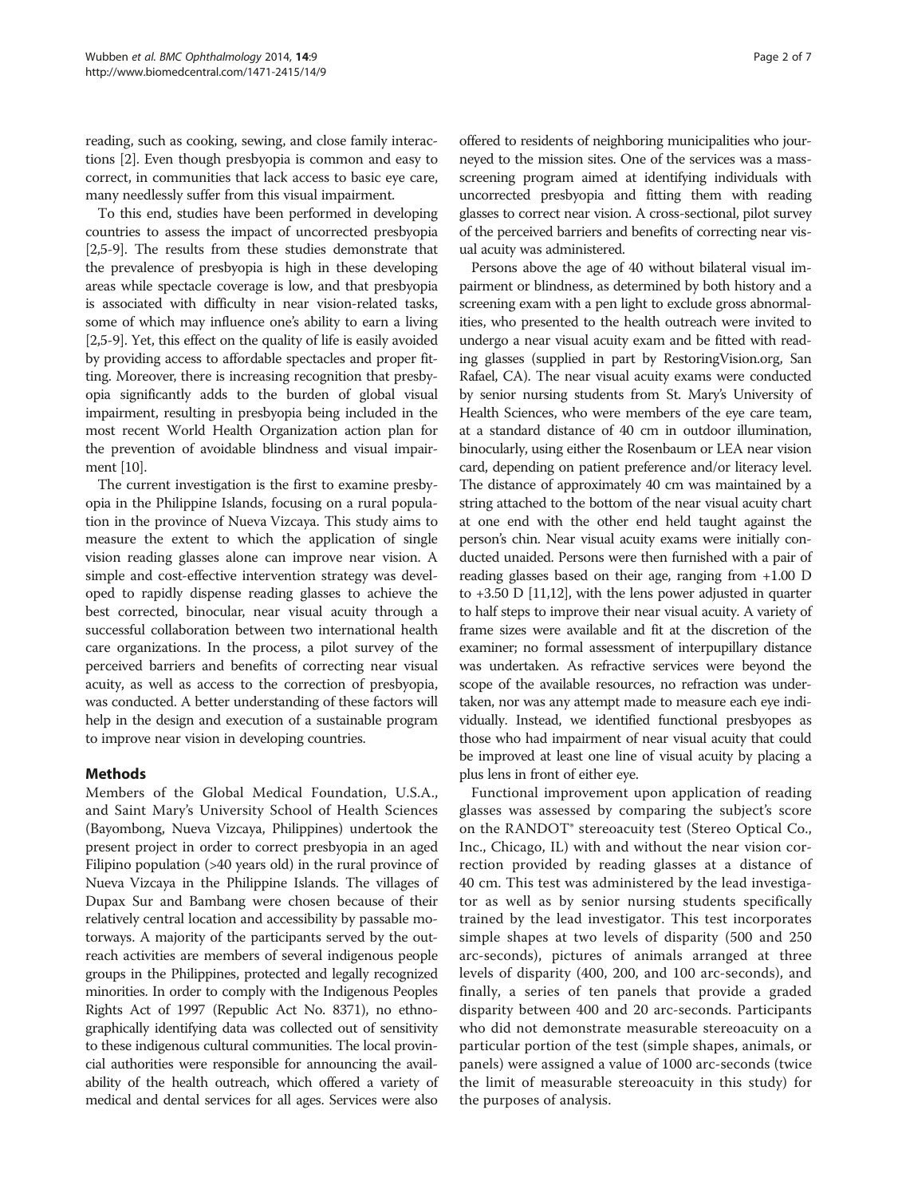reading, such as cooking, sewing, and close family interactions [2]. Even though presbyopia is common and easy to correct, in communities that lack access to basic eye care, many needlessly suffer from this visual impairment.

To this end, studies have been performed in developing countries to assess the impact of uncorrected presbyopia [2,5-9]. The results from these studies demonstrate that the prevalence of presbyopia is high in these developing areas while spectacle coverage is low, and that presbyopia is associated with difficulty in near vision-related tasks, some of which may influence one's ability to earn a living [2,5-9]. Yet, this effect on the quality of life is easily avoided by providing access to affordable spectacles and proper fitting. Moreover, there is increasing recognition that presbyopia significantly adds to the burden of global visual impairment, resulting in presbyopia being included in the most recent World Health Organization action plan for the prevention of avoidable blindness and visual impairment [10].

The current investigation is the first to examine presbyopia in the Philippine Islands, focusing on a rural population in the province of Nueva Vizcaya. This study aims to measure the extent to which the application of single vision reading glasses alone can improve near vision. A simple and cost-effective intervention strategy was developed to rapidly dispense reading glasses to achieve the best corrected, binocular, near visual acuity through a successful collaboration between two international health care organizations. In the process, a pilot survey of the perceived barriers and benefits of correcting near visual acuity, as well as access to the correction of presbyopia, was conducted. A better understanding of these factors will help in the design and execution of a sustainable program to improve near vision in developing countries.

## Methods

Members of the Global Medical Foundation, U.S.A., and Saint Mary's University School of Health Sciences (Bayombong, Nueva Vizcaya, Philippines) undertook the present project in order to correct presbyopia in an aged Filipino population (>40 years old) in the rural province of Nueva Vizcaya in the Philippine Islands. The villages of Dupax Sur and Bambang were chosen because of their relatively central location and accessibility by passable motorways. A majority of the participants served by the outreach activities are members of several indigenous people groups in the Philippines, protected and legally recognized minorities. In order to comply with the Indigenous Peoples Rights Act of 1997 (Republic Act No. 8371), no ethnographically identifying data was collected out of sensitivity to these indigenous cultural communities. The local provincial authorities were responsible for announcing the availability of the health outreach, which offered a variety of medical and dental services for all ages. Services were also offered to residents of neighboring municipalities who journeyed to the mission sites. One of the services was a mass-screening program aimed at identifying individuals with uncorrected presbyopia and fitting them with reading glasses to correct near vision. A cross-sectional, pilot survey of the perceived barriers and benefits of correcting near visual acuity was administered.

Persons above the age of 40 without bilateral visual impairment or blindness, as determined by both history and a screening exam with a pen light to exclude gross abnormalities, who presented to the health outreach were invited to undergo a near visual acuity exam and be fitted with reading glasses (supplied in part by RestoringVision.org, San Rafael, CA). The near visual acuity exams were conducted by senior nursing students from St. Mary's University of Health Sciences, who were members of the eye care team, at a standard distance of 40 cm in outdoor illumination, binocularly, using either the Rosenbaum or LEA near vision card, depending on patient preference and/or literacy level. The distance of approximately 40 cm was maintained by a string attached to the bottom of the near visual acuity chart at one end with the other end held taught against the person's chin. Near visual acuity exams were initially conducted unaided. Persons were then furnished with a pair of reading glasses based on their age, ranging from +1.00 D to +3.50 D [11,12], with the lens power adjusted in quarter to half steps to improve their near visual acuity. A variety of frame sizes were available and fit at the discretion of the examiner; no formal assessment of interpupillary distance was undertaken. As refractive services were beyond the scope of the available resources, no refraction was undertaken, nor was any attempt made to measure each eye individually. Instead, we identified functional presbyopes as those who had impairment of near visual acuity that could be improved at least one line of visual acuity by placing a plus lens in front of either eye.

Functional improvement upon application of reading glasses was assessed by comparing the subject's score on the RANDOT® stereoacuity test (Stereo Optical Co., Inc., Chicago, IL) with and without the near vision correction provided by reading glasses at a distance of 40 cm. This test was administered by the lead investigator as well as by senior nursing students specifically trained by the lead investigator. This test incorporates simple shapes at two levels of disparity (500 and 250 arc-seconds), pictures of animals arranged at three levels of disparity (400, 200, and 100 arc-seconds), and finally, a series of ten panels that provide a graded disparity between 400 and 20 arc-seconds. Participants who did not demonstrate measurable stereoacuity on a particular portion of the test (simple shapes, animals, or panels) were assigned a value of 1000 arc-seconds (twice the limit of measurable stereoacuity in this study) for the purposes of analysis.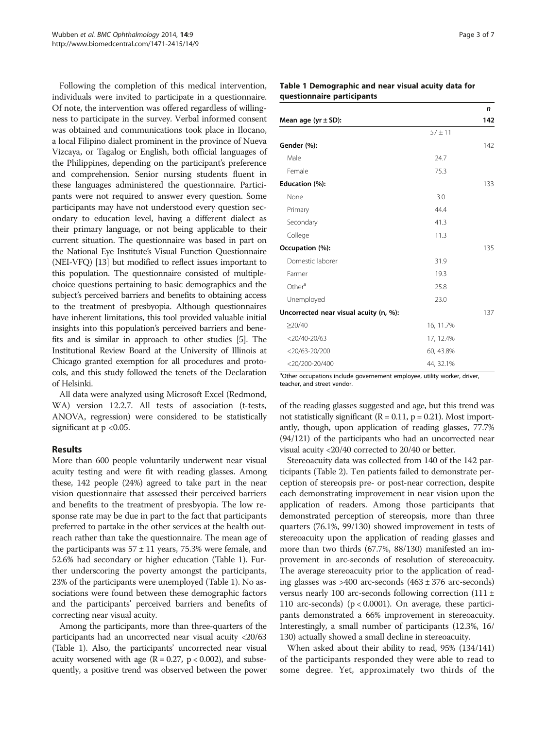Following the completion of this medical intervention, individuals were invited to participate in a questionnaire. Of note, the intervention was offered regardless of willingness to participate in the survey. Verbal informed consent was obtained and communications took place in Ilocano, a local Filipino dialect prominent in the province of Nueva Vizcaya, or Tagalog or English, both official languages of the Philippines, depending on the participant's preference and comprehension. Senior nursing students fluent in these languages administered the questionnaire. Participants were not required to answer every question. Some participants may have not understood every question secondary to education level, having a different dialect as their primary language, or not being applicable to their current situation. The questionnaire was based in part on the National Eye Institute's Visual Function Questionnaire (NEI-VFQ) [13] but modified to reflect issues important to this population. The questionnaire consisted of multiple-choice questions pertaining to basic demographics and the subject's perceived barriers and benefits to obtaining access to the treatment of presbyopia. Although questionnaires have inherent limitations, this tool provided valuable initial insights into this population's perceived barriers and benefits and is similar in approach to other studies [5]. The Institutional Review Board at the University of Illinois at Chicago granted exemption for all procedures and protocols, and this study followed the tenets of the Declaration of Helsinki.

All data were analyzed using Microsoft Excel (Redmond, WA) version 12.2.7. All tests of association (t-tests, ANOVA, regression) were considered to be statistically significant at $p < 0.05$.

## Results

More than 600 people voluntarily underwent near visual acuity testing and were fit with reading glasses. Among these, 142 people (24%) agreed to take part in the near vision questionnaire that assessed their perceived barriers and benefits to the treatment of presbyopia. The low response rate may be due in part to the fact that participants preferred to partake in the other services at the health outreach rather than take the questionnaire. The mean age of the participants was $57 \pm 11$ years, 75.3% were female, and 52.6% had secondary or higher education (Table 1). Further underscoring the poverty amongst the participants, 23% of the participants were unemployed (Table 1). No associations were found between these demographic factors and the participants' perceived barriers and benefits of correcting near visual acuity.

**Table 1 Demographic and near visual acuity data for questionnaire participants**

| | | *n* |
|---|---|---|
| **Mean age (yr ± SD):** | | **142** |
| | 57 ± 11 | |
| **Gender (%):** | | 142 |
| Male | 24.7 | |
| Female | 75.3 | |
| **Education (%):** | | 133 |
| None | 3.0 | |
| Primary | 44.4 | |
| Secondary | 41.3 | |
| College | 11.3 | |
| **Occupation (%):** | | 135 |
| Domestic laborer | 31.9 | |
| Farmer | 19.3 | |
| Other[a] | 25.8 | |
| Unemployed | 23.0 | |
| **Uncorrected near visual acuity (n, %):** | | 137 |
| ≥20/40 | 16, 11.7% | |
| <20/40-20/63 | 17, 12.4% | |
| <20/63-20/200 | 60, 43.8% | |
| <20/200-20/400 | 44, 32.1% | |

[a]Other occupations include governement employee, utility worker, driver, teacher, and street vendor.

Among the participants, more than three-quarters of the participants had an uncorrected near visual acuity <20/63 (Table 1). Also, the participants' uncorrected near visual acuity worsened with age ($R = 0.27$, $p < 0.002$), and subsequently, a positive trend was observed between the power of the reading glasses suggested and age, but this trend was not statistically significant ($R = 0.11$, $p = 0.21$). Most importantly, though, upon application of reading glasses, 77.7% (94/121) of the participants who had an uncorrected near visual acuity <20/40 corrected to 20/40 or better.

Stereoacuity data was collected from 140 of the 142 participants (Table 2). Ten patients failed to demonstrate perception of stereopsis pre- or post-near correction, despite each demonstrating improvement in near vision upon the application of readers. Among those participants that demonstrated perception of stereopsis, more than three quarters (76.1%, 99/130) showed improvement in tests of stereoacuity upon the application of reading glasses and more than two thirds (67.7%, 88/130) manifested an improvement in arc-seconds of resolution of stereoacuity. The average stereoacuity prior to the application of reading glasses was >400 arc-seconds ($463 \pm 376$ arc-seconds) versus nearly 100 arc-seconds following correction ($111 \pm 110$ arc-seconds) ($p < 0.0001$). On average, these participants demonstrated a 66% improvement in stereoacuity. Interestingly, a small number of participants (12.3%, 16/130) actually showed a small decline in stereoacuity.

When asked about their ability to read, 95% (134/141) of the participants responded they were able to read to some degree. Yet, approximately two thirds of the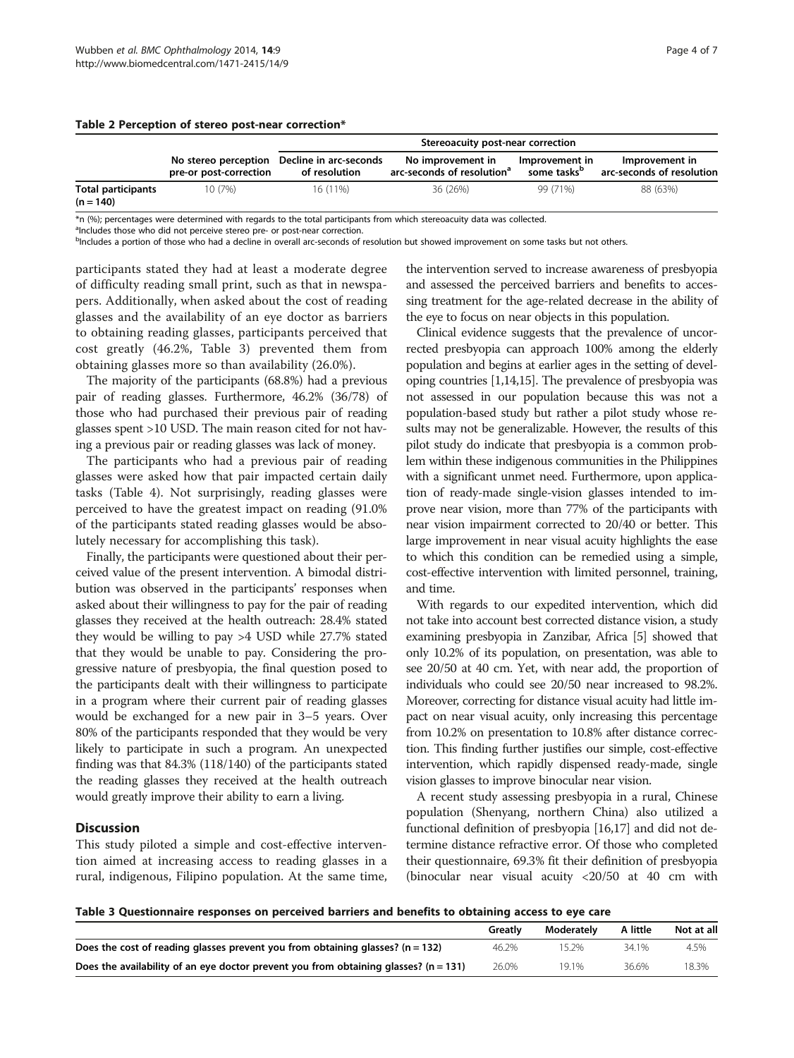**Table 2 Perception of stereo post-near correction***

| | No stereo perception pre-or post-correction | Stereoacuity post-near correction | | | |
|---|---|---|---|---|---|
| | | Decline in arc-seconds of resolution | No improvement in arc-seconds of resolution[a] | Improvement in some tasks[b] | Improvement in arc-seconds of resolution |
| **Total participants (n = 140)** | 10 (7%) | 16 (11%) | 36 (26%) | 99 (71%) | 88 (63%) |

*n (%); percentages were determined with regards to the total participants from which stereoacuity data was collected.
[a]Includes those who did not perceive stereo pre- or post-near correction.
[b]Includes a portion of those who had a decline in overall arc-seconds of resolution but showed improvement on some tasks but not others.

participants stated they had at least a moderate degree of difficulty reading small print, such as that in newspapers. Additionally, when asked about the cost of reading glasses and the availability of an eye doctor as barriers to obtaining reading glasses, participants perceived that cost greatly (46.2%, Table 3) prevented them from obtaining glasses more so than availability (26.0%).

The majority of the participants (68.8%) had a previous pair of reading glasses. Furthermore, 46.2% (36/78) of those who had purchased their previous pair of reading glasses spent >10 USD. The main reason cited for not having a previous pair or reading glasses was lack of money.

The participants who had a previous pair of reading glasses were asked how that pair impacted certain daily tasks (Table 4). Not surprisingly, reading glasses were perceived to have the greatest impact on reading (91.0% of the participants stated reading glasses would be absolutely necessary for accomplishing this task).

Finally, the participants were questioned about their perceived value of the present intervention. A bimodal distribution was observed in the participants' responses when asked about their willingness to pay for the pair of reading glasses they received at the health outreach: 28.4% stated they would be willing to pay >4 USD while 27.7% stated that they would be unable to pay. Considering the progressive nature of presbyopia, the final question posed to the participants dealt with their willingness to participate in a program where their current pair of reading glasses would be exchanged for a new pair in 3–5 years. Over 80% of the participants responded that they would be very likely to participate in such a program. An unexpected finding was that 84.3% (118/140) of the participants stated the reading glasses they received at the health outreach would greatly improve their ability to earn a living.

## Discussion

This study piloted a simple and cost-effective intervention aimed at increasing access to reading glasses in a rural, indigenous, Filipino population. At the same time, the intervention served to increase awareness of presbyopia and assessed the perceived barriers and benefits to accessing treatment for the age-related decrease in the ability of the eye to focus on near objects in this population.

Clinical evidence suggests that the prevalence of uncorrected presbyopia can approach 100% among the elderly population and begins at earlier ages in the setting of developing countries [1,14,15]. The prevalence of presbyopia was not assessed in our population because this was not a population-based study but rather a pilot study whose results may not be generalizable. However, the results of this pilot study do indicate that presbyopia is a common problem within these indigenous communities in the Philippines with a significant unmet need. Furthermore, upon application of ready-made single-vision glasses intended to improve near vision, more than 77% of the participants with near vision impairment corrected to 20/40 or better. This large improvement in near visual acuity highlights the ease to which this condition can be remedied using a simple, cost-effective intervention with limited personnel, training, and time.

With regards to our expedited intervention, which did not take into account best corrected distance vision, a study examining presbyopia in Zanzibar, Africa [5] showed that only 10.2% of its population, on presentation, was able to see 20/50 at 40 cm. Yet, with near add, the proportion of individuals who could see 20/50 near increased to 98.2%. Moreover, correcting for distance visual acuity had little impact on near visual acuity, only increasing this percentage from 10.2% on presentation to 10.8% after distance correction. This finding further justifies our simple, cost-effective intervention, which rapidly dispensed ready-made, single vision glasses to improve binocular near vision.

A recent study assessing presbyopia in a rural, Chinese population (Shenyang, northern China) also utilized a functional definition of presbyopia [16,17] and did not determine distance refractive error. Of those who completed their questionnaire, 69.3% fit their definition of presbyopia (binocular near visual acuity <20/50 at 40 cm with

**Table 3 Questionnaire responses on perceived barriers and benefits to obtaining access to eye care**

| | Greatly | Moderately | A little | Not at all |
|---|---|---|---|---|
| **Does the cost of reading glasses prevent you from obtaining glasses? (n = 132)** | 46.2% | 15.2% | 34.1% | 4.5% |
| **Does the availability of an eye doctor prevent you from obtaining glasses? (n = 131)** | 26.0% | 19.1% | 36.6% | 18.3% |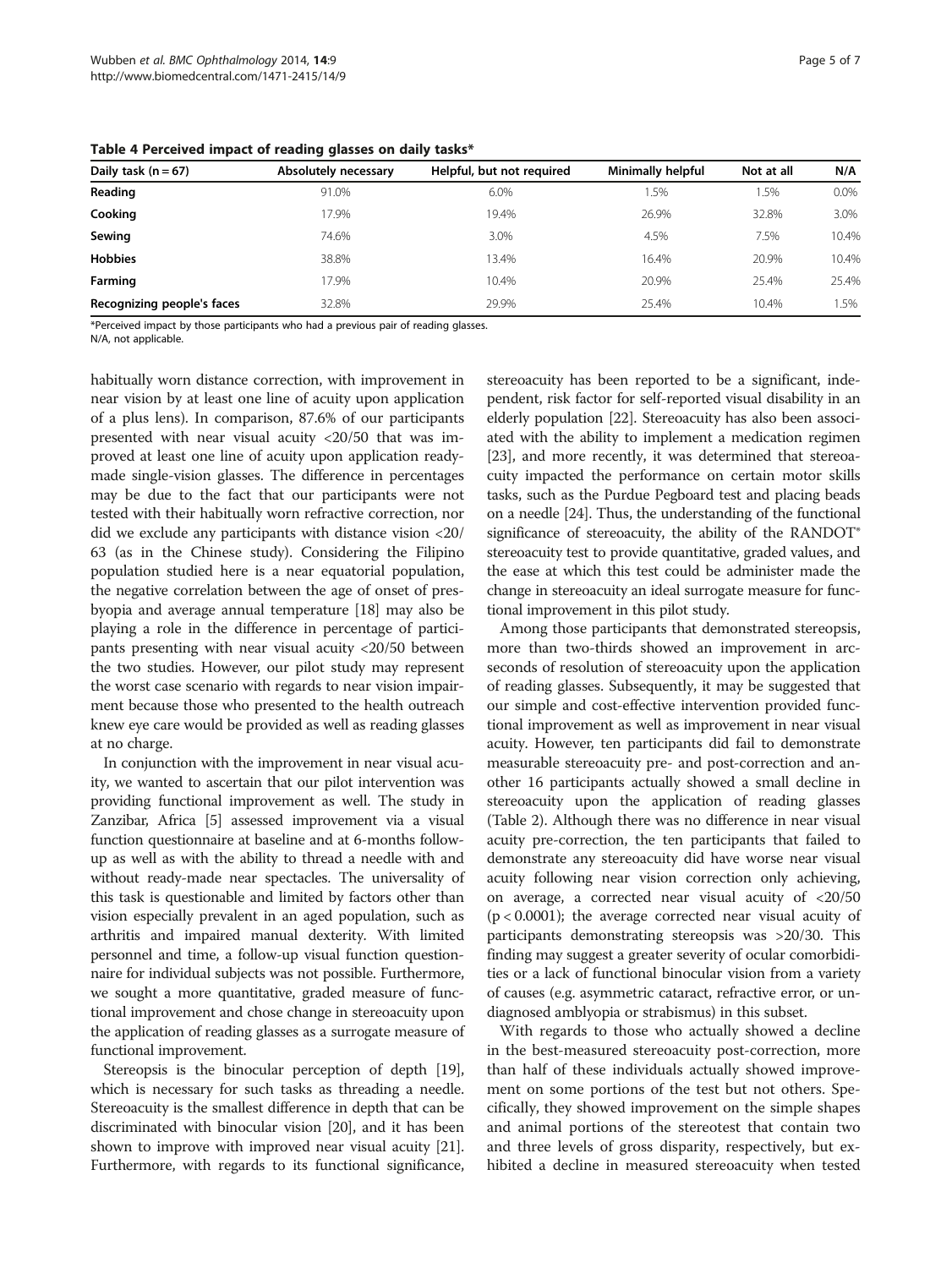**Table 4 Perceived impact of reading glasses on daily tasks***

| Daily task (n = 67) | Absolutely necessary | Helpful, but not required | Minimally helpful | Not at all | N/A |
|---|---|---|---|---|---|
| **Reading** | 91.0% | 6.0% | 1.5% | 1.5% | 0.0% |
| **Cooking** | 17.9% | 19.4% | 26.9% | 32.8% | 3.0% |
| **Sewing** | 74.6% | 3.0% | 4.5% | 7.5% | 10.4% |
| **Hobbies** | 38.8% | 13.4% | 16.4% | 20.9% | 10.4% |
| **Farming** | 17.9% | 10.4% | 20.9% | 25.4% | 25.4% |
| **Recognizing people's faces** | 32.8% | 29.9% | 25.4% | 10.4% | 1.5% |

*Perceived impact by those participants who had a previous pair of reading glasses.
N/A, not applicable.

habitually worn distance correction, with improvement in near vision by at least one line of acuity upon application of a plus lens). In comparison, 87.6% of our participants presented with near visual acuity <20/50 that was improved at least one line of acuity upon application ready-made single-vision glasses. The difference in percentages may be due to the fact that our participants were not tested with their habitually worn refractive correction, nor did we exclude any participants with distance vision <20/63 (as in the Chinese study). Considering the Filipino population studied here is a near equatorial population, the negative correlation between the age of onset of presbyopia and average annual temperature [18] may also be playing a role in the difference in percentage of participants presenting with near visual acuity <20/50 between the two studies. However, our pilot study may represent the worst case scenario with regards to near vision impairment because those who presented to the health outreach knew eye care would be provided as well as reading glasses at no charge.

In conjunction with the improvement in near visual acuity, we wanted to ascertain that our pilot intervention was providing functional improvement as well. The study in Zanzibar, Africa [5] assessed improvement via a visual function questionnaire at baseline and at 6-months follow-up as well as with the ability to thread a needle with and without ready-made near spectacles. The universality of this task is questionable and limited by factors other than vision especially prevalent in an aged population, such as arthritis and impaired manual dexterity. With limited personnel and time, a follow-up visual function questionnaire for individual subjects was not possible. Furthermore, we sought a more quantitative, graded measure of functional improvement and chose change in stereoacuity upon the application of reading glasses as a surrogate measure of functional improvement.

Stereopsis is the binocular perception of depth [19], which is necessary for such tasks as threading a needle. Stereoacuity is the smallest difference in depth that can be discriminated with binocular vision [20], and it has been shown to improve with improved near visual acuity [21]. Furthermore, with regards to its functional significance, stereoacuity has been reported to be a significant, independent, risk factor for self-reported visual disability in an elderly population [22]. Stereoacuity has also been associated with the ability to implement a medication regimen [23], and more recently, it was determined that stereoacuity impacted the performance on certain motor skills tasks, such as the Purdue Pegboard test and placing beads on a needle [24]. Thus, the understanding of the functional significance of stereoacuity, the ability of the RANDOT® stereoacuity test to provide quantitative, graded values, and the ease at which this test could be administer made the change in stereoacuity an ideal surrogate measure for functional improvement in this pilot study.

Among those participants that demonstrated stereopsis, more than two-thirds showed an improvement in arc-seconds of resolution of stereoacuity upon the application of reading glasses. Subsequently, it may be suggested that our simple and cost-effective intervention provided functional improvement as well as improvement in near visual acuity. However, ten participants did fail to demonstrate measurable stereoacuity pre- and post-correction and another 16 participants actually showed a small decline in stereoacuity upon the application of reading glasses (Table 2). Although there was no difference in near visual acuity pre-correction, the ten participants that failed to demonstrate any stereoacuity did have worse near visual acuity following near vision correction only achieving, on average, a corrected near visual acuity of <20/50 ($p < 0.0001$); the average corrected near visual acuity of participants demonstrating stereopsis was >20/30. This finding may suggest a greater severity of ocular comorbidities or a lack of functional binocular vision from a variety of causes (e.g. asymmetric cataract, refractive error, or undiagnosed amblyopia or strabismus) in this subset.

With regards to those who actually showed a decline in the best-measured stereoacuity post-correction, more than half of these individuals actually showed improvement on some portions of the test but not others. Specifically, they showed improvement on the simple shapes and animal portions of the stereotest that contain two and three levels of gross disparity, respectively, but exhibited a decline in measured stereoacuity when tested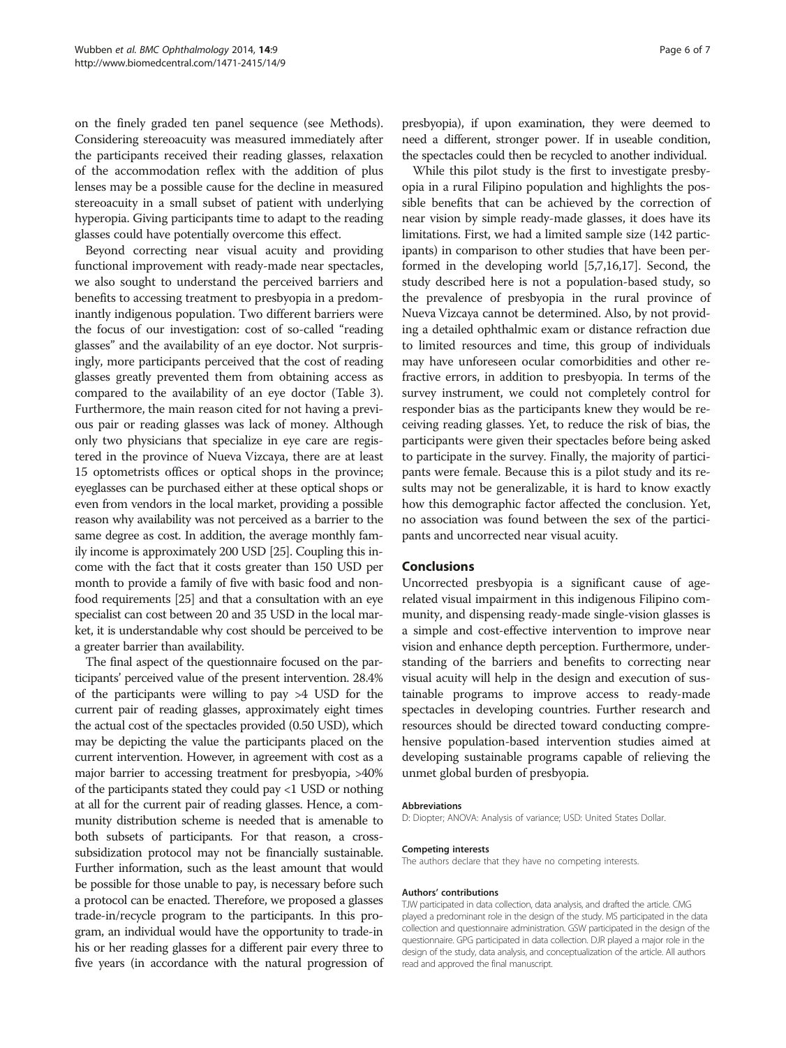on the finely graded ten panel sequence (see Methods). Considering stereoacuity was measured immediately after the participants received their reading glasses, relaxation of the accommodation reflex with the addition of plus lenses may be a possible cause for the decline in measured stereoacuity in a small subset of patient with underlying hyperopia. Giving participants time to adapt to the reading glasses could have potentially overcome this effect.

Beyond correcting near visual acuity and providing functional improvement with ready-made near spectacles, we also sought to understand the perceived barriers and benefits to accessing treatment to presbyopia in a predominantly indigenous population. Two different barriers were the focus of our investigation: cost of so-called "reading glasses" and the availability of an eye doctor. Not surprisingly, more participants perceived that the cost of reading glasses greatly prevented them from obtaining access as compared to the availability of an eye doctor (Table 3). Furthermore, the main reason cited for not having a previous pair or reading glasses was lack of money. Although only two physicians that specialize in eye care are registered in the province of Nueva Vizcaya, there are at least 15 optometrists offices or optical shops in the province; eyeglasses can be purchased either at these optical shops or even from vendors in the local market, providing a possible reason why availability was not perceived as a barrier to the same degree as cost. In addition, the average monthly family income is approximately 200 USD [25]. Coupling this income with the fact that it costs greater than 150 USD per month to provide a family of five with basic food and non-food requirements [25] and that a consultation with an eye specialist can cost between 20 and 35 USD in the local market, it is understandable why cost should be perceived to be a greater barrier than availability.

The final aspect of the questionnaire focused on the participants' perceived value of the present intervention. 28.4% of the participants were willing to pay >4 USD for the current pair of reading glasses, approximately eight times the actual cost of the spectacles provided (0.50 USD), which may be depicting the value the participants placed on the current intervention. However, in agreement with cost as a major barrier to accessing treatment for presbyopia, >40% of the participants stated they could pay <1 USD or nothing at all for the current pair of reading glasses. Hence, a community distribution scheme is needed that is amenable to both subsets of participants. For that reason, a cross-subsidization protocol may not be financially sustainable. Further information, such as the least amount that would be possible for those unable to pay, is necessary before such a protocol can be enacted. Therefore, we proposed a glasses trade-in/recycle program to the participants. In this program, an individual would have the opportunity to trade-in his or her reading glasses for a different pair every three to five years (in accordance with the natural progression of presbyopia), if upon examination, they were deemed to need a different, stronger power. If in useable condition, the spectacles could then be recycled to another individual.

While this pilot study is the first to investigate presbyopia in a rural Filipino population and highlights the possible benefits that can be achieved by the correction of near vision by simple ready-made glasses, it does have its limitations. First, we had a limited sample size (142 participants) in comparison to other studies that have been performed in the developing world [5,7,16,17]. Second, the study described here is not a population-based study, so the prevalence of presbyopia in the rural province of Nueva Vizcaya cannot be determined. Also, by not providing a detailed ophthalmic exam or distance refraction due to limited resources and time, this group of individuals may have unforeseen ocular comorbidities and other refractive errors, in addition to presbyopia. In terms of the survey instrument, we could not completely control for responder bias as the participants knew they would be receiving reading glasses. Yet, to reduce the risk of bias, the participants were given their spectacles before being asked to participate in the survey. Finally, the majority of participants were female. Because this is a pilot study and its results may not be generalizable, it is hard to know exactly how this demographic factor affected the conclusion. Yet, no association was found between the sex of the participants and uncorrected near visual acuity.

## Conclusions

Uncorrected presbyopia is a significant cause of age-related visual impairment in this indigenous Filipino community, and dispensing ready-made single-vision glasses is a simple and cost-effective intervention to improve near vision and enhance depth perception. Furthermore, understanding of the barriers and benefits to correcting near visual acuity will help in the design and execution of sustainable programs to improve access to ready-made spectacles in developing countries. Further research and resources should be directed toward conducting comprehensive population-based intervention studies aimed at developing sustainable programs capable of relieving the unmet global burden of presbyopia.

#### Abbreviations

D: Diopter; ANOVA: Analysis of variance; USD: United States Dollar.

#### Competing interests

The authors declare that they have no competing interests.

#### Authors' contributions

TJW participated in data collection, data analysis, and drafted the article. CMG played a predominant role in the design of the study. MS participated in the data collection and questionnaire administration. GSW participated in the design of the questionnaire. GPG participated in data collection. DJR played a major role in the design of the study, data analysis, and conceptualization of the article. All authors read and approved the final manuscript.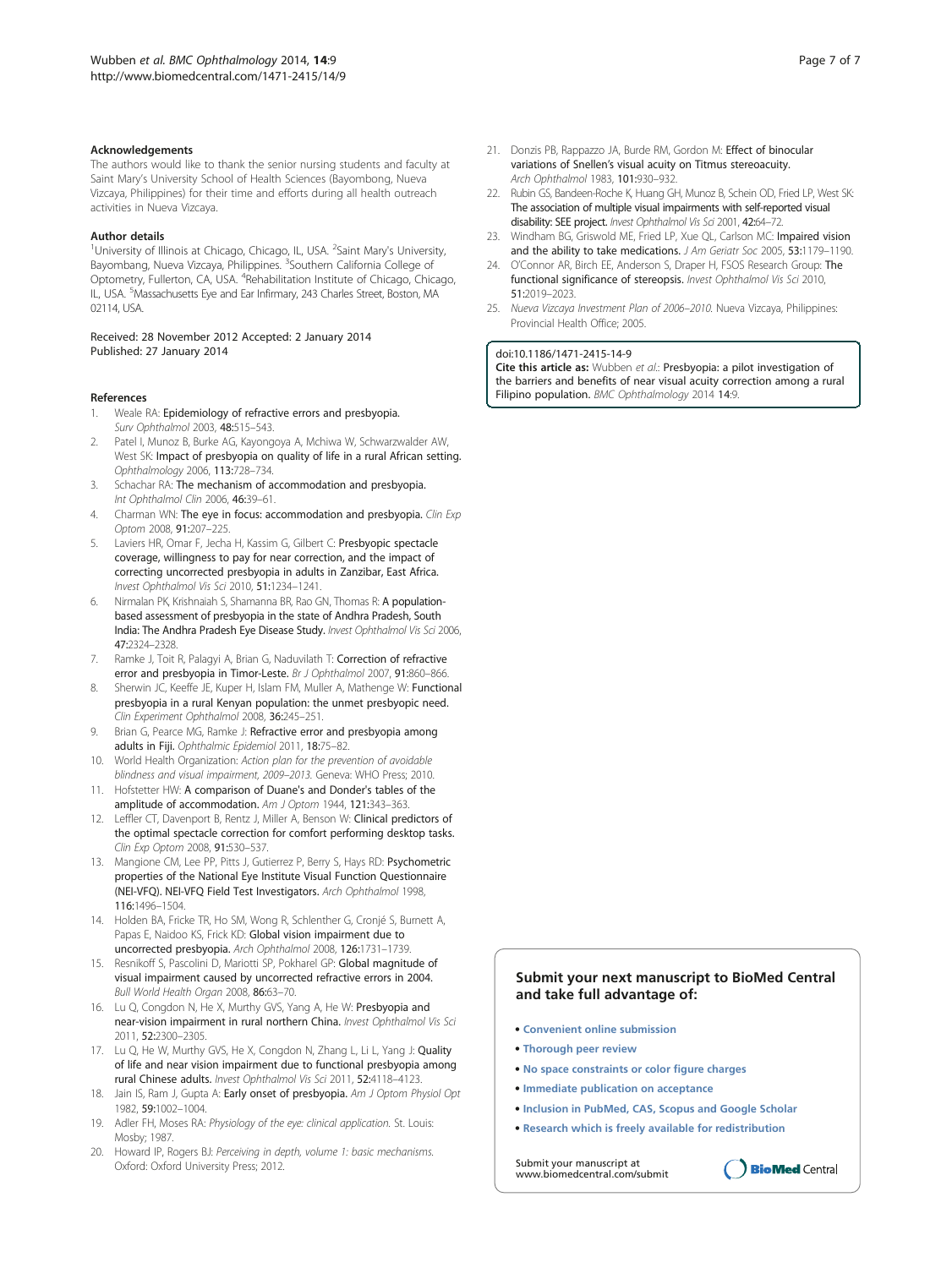#### Acknowledgements

The authors would like to thank the senior nursing students and faculty at Saint Mary's University School of Health Sciences (Bayombong, Nueva Vizcaya, Philippines) for their time and efforts during all health outreach activities in Nueva Vizcaya.

#### Author details

[1]University of Illinois at Chicago, Chicago, IL, USA. [2]Saint Mary's University, Bayombang, Nueva Vizcaya, Philippines. [3]Southern California College of Optometry, Fullerton, CA, USA. [4]Rehabilitation Institute of Chicago, Chicago, IL, USA. [5]Massachusetts Eye and Ear Infirmary, 243 Charles Street, Boston, MA 02114, USA.

Received: 28 November 2012 Accepted: 2 January 2014
Published: 27 January 2014

#### References

1. Weale RA: **Epidemiology of refractive errors and presbyopia.** *Surv Ophthalmol* 2003, **48:**515–543.
2. Patel I, Munoz B, Burke AG, Kayongoya A, Mchiwa W, Schwarzwalder AW, West SK: **Impact of presbyopia on quality of life in a rural African setting.** *Ophthalmology* 2006, **113:**728–734.
3. Schachar RA: **The mechanism of accommodation and presbyopia.** *Int Ophthalmol Clin* 2006, **46:**39–61.
4. Charman WN: **The eye in focus: accommodation and presbyopia.** *Clin Exp Optom* 2008, **91:**207–225.
5. Laviers HR, Omar F, Jecha H, Kassim G, Gilbert C: **Presbyopic spectacle coverage, willingness to pay for near correction, and the impact of correcting uncorrected presbyopia in adults in Zanzibar, East Africa.** *Invest Ophthalmol Vis Sci* 2010, **51:**1234–1241.
6. Nirmalan PK, Krishnaiah S, Shamanna BR, Rao GN, Thomas R: **A population-based assessment of presbyopia in the state of Andhra Pradesh, South India: The Andhra Pradesh Eye Disease Study.** *Invest Ophthalmol Vis Sci* 2006, **47:**2324–2328.
7. Ramke J, Toit R, Palagyi A, Brian G, Naduvilath T: **Correction of refractive error and presbyopia in Timor-Leste.** *Br J Ophthalmol* 2007, **91:**860–866.
8. Sherwin JC, Keeffe JE, Kuper H, Islam FM, Muller A, Mathenge W: **Functional presbyopia in a rural Kenyan population: the unmet presbyopic need.** *Clin Experiment Ophthalmol* 2008, **36:**245–251.
9. Brian G, Pearce MG, Ramke J: **Refractive error and presbyopia among adults in Fiji.** *Ophthalmic Epidemiol* 2011, **18:**75–82.
10. World Health Organization: *Action plan for the prevention of avoidable blindness and visual impairment, 2009–2013.* Geneva: WHO Press; 2010.
11. Hofstetter HW: **A comparison of Duane's and Donder's tables of the amplitude of accommodation.** *Am J Optom* 1944, **121:**343–363.
12. Leffler CT, Davenport B, Rentz J, Miller A, Benson W: **Clinical predictors of the optimal spectacle correction for comfort performing desktop tasks.** *Clin Exp Optom* 2008, **91:**530–537.
13. Mangione CM, Lee PP, Pitts J, Gutierrez P, Berry S, Hays RD: **Psychometric properties of the National Eye Institute Visual Function Questionnaire (NEI-VFQ). NEI-VFQ Field Test Investigators.** *Arch Ophthalmol* 1998, **116:**1496–1504.
14. Holden BA, Fricke TR, Ho SM, Wong R, Schlenther G, Cronjé S, Burnett A, Papas E, Naidoo KS, Frick KD: **Global vision impairment due to uncorrected presbyopia.** *Arch Ophthalmol* 2008, **126:**1731–1739.
15. Resnikoff S, Pascolini D, Mariotti SP, Pokharel GP: **Global magnitude of visual impairment caused by uncorrected refractive errors in 2004.** *Bull World Health Organ* 2008, **86:**63–70.
16. Lu Q, Congdon N, He X, Murthy GVS, Yang A, He W: **Presbyopia and near-vision impairment in rural northern China.** *Invest Ophthalmol Vis Sci* 2011, **52:**2300–2305.
17. Lu Q, He W, Murthy GVS, He X, Congdon N, Zhang L, Li L, Yang J: **Quality of life and near vision impairment due to functional presbyopia among rural Chinese adults.** *Invest Ophthalmol Vis Sci* 2011, **52:**4118–4123.
18. Jain IS, Ram J, Gupta A: **Early onset of presbyopia.** *Am J Optom Physiol Opt* 1982, **59:**1002–1004.
19. Adler FH, Moses RA: *Physiology of the eye: clinical application.* St. Louis: Mosby; 1987.
20. Howard IP, Rogers BJ: *Perceiving in depth, volume 1: basic mechanisms.* Oxford: Oxford University Press; 2012.
21. Donzis PB, Rappazzo JA, Burde RM, Gordon M: **Effect of binocular variations of Snellen's visual acuity on Titmus stereoacuity.** *Arch Ophthalmol* 1983, **101:**930–932.
22. Rubin GS, Bandeen-Roche K, Huang GH, Munoz B, Schein OD, Fried LP, West SK: **The association of multiple visual impairments with self-reported visual disability: SEE project.** *Invest Ophthalmol Vis Sci* 2001, **42:**64–72.
23. Windham BG, Griswold ME, Fried LP, Xue QL, Carlson MC: **Impaired vision and the ability to take medications.** *J Am Geriatr Soc* 2005, **53:**1179–1190.
24. O'Connor AR, Birch EE, Anderson S, Draper H, FSOS Research Group: **The functional significance of stereopsis.** *Invest Ophthalmol Vis Sci* 2010, **51:**2019–2023.
25. *Nueva Vizcaya Investment Plan of 2006–2010.* Nueva Vizcaya, Philippines: Provincial Health Office; 2005.

doi:10.1186/1471-2415-14-9
**Cite this article as:** Wubben *et al.*: Presbyopia: a pilot investigation of the barriers and benefits of near visual acuity correction among a rural Filipino population. *BMC Ophthalmology* 2014 **14**:9.